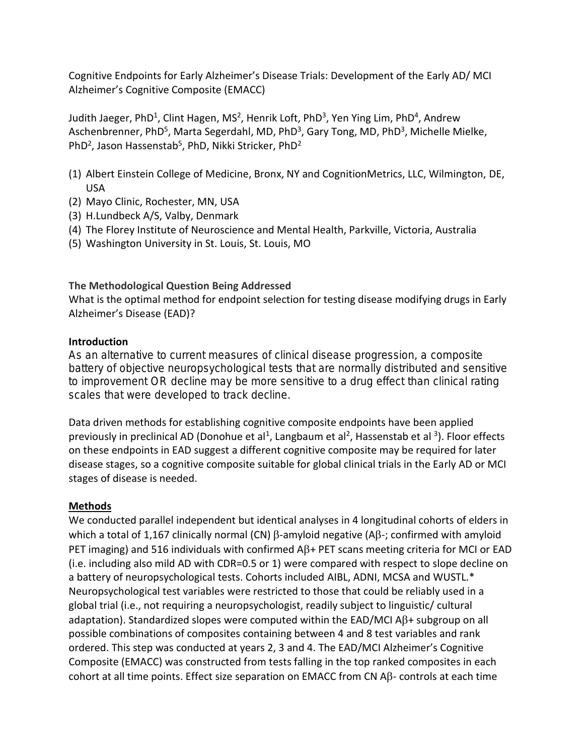Cognitive Endpoints for Early Alzheimer's Disease Trials: Development of the Early AD/ MCI Alzheimer's Cognitive Composite (EMACC)

Judith Jaeger, PhD[1], Clint Hagen, MS[2], Henrik Loft, PhD[3], Yen Ying Lim, PhD[4], Andrew Aschenbrenner, PhD[5], Marta Segerdahl, MD, PhD[3], Gary Tong, MD, PhD[3], Michelle Mielke, PhD[2], Jason Hassenstab[5], PhD, Nikki Stricker, PhD[2]

1. Albert Einstein College of Medicine, Bronx, NY and CognitionMetrics, LLC, Wilmington, DE, USA
2. Mayo Clinic, Rochester, MN, USA
3. H.Lundbeck A/S, Valby, Denmark
4. The Florey Institute of Neuroscience and Mental Health, Parkville, Victoria, Australia
5. Washington University in St. Louis, St. Louis, MO

**The Methodological Question Being Addressed**

What is the optimal method for endpoint selection for testing disease modifying drugs in Early Alzheimer's Disease (EAD)?

**Introduction**

As an alternative to current measures of clinical disease progression, a composite battery of objective neuropsychological tests that are normally distributed and sensitive to improvement OR decline may be more sensitive to a drug effect than clinical rating scales that were developed to track decline.

Data driven methods for establishing cognitive composite endpoints have been applied previously in preclinical AD (Donohue et al[1], Langbaum et al[2], Hassenstab et al [3]). Floor effects on these endpoints in EAD suggest a different cognitive composite may be required for later disease stages, so a cognitive composite suitable for global clinical trials in the Early AD or MCI stages of disease is needed.

**Methods**

We conducted parallel independent but identical analyses in 4 longitudinal cohorts of elders in which a total of 1,167 clinically normal (CN) β-amyloid negative (Aβ-; confirmed with amyloid PET imaging) and 516 individuals with confirmed Aβ+ PET scans meeting criteria for MCI or EAD (i.e. including also mild AD with CDR=0.5 or 1) were compared with respect to slope decline on a battery of neuropsychological tests. Cohorts included AIBL, ADNI, MCSA and WUSTL.* Neuropsychological test variables were restricted to those that could be reliably used in a global trial (i.e., not requiring a neuropsychologist, readily subject to linguistic/ cultural adaptation). Standardized slopes were computed within the EAD/MCI Aβ+ subgroup on all possible combinations of composites containing between 4 and 8 test variables and rank ordered. This step was conducted at years 2, 3 and 4. The EAD/MCI Alzheimer's Cognitive Composite (EMACC) was constructed from tests falling in the top ranked composites in each cohort at all time points. Effect size separation on EMACC from CN Aβ- controls at each time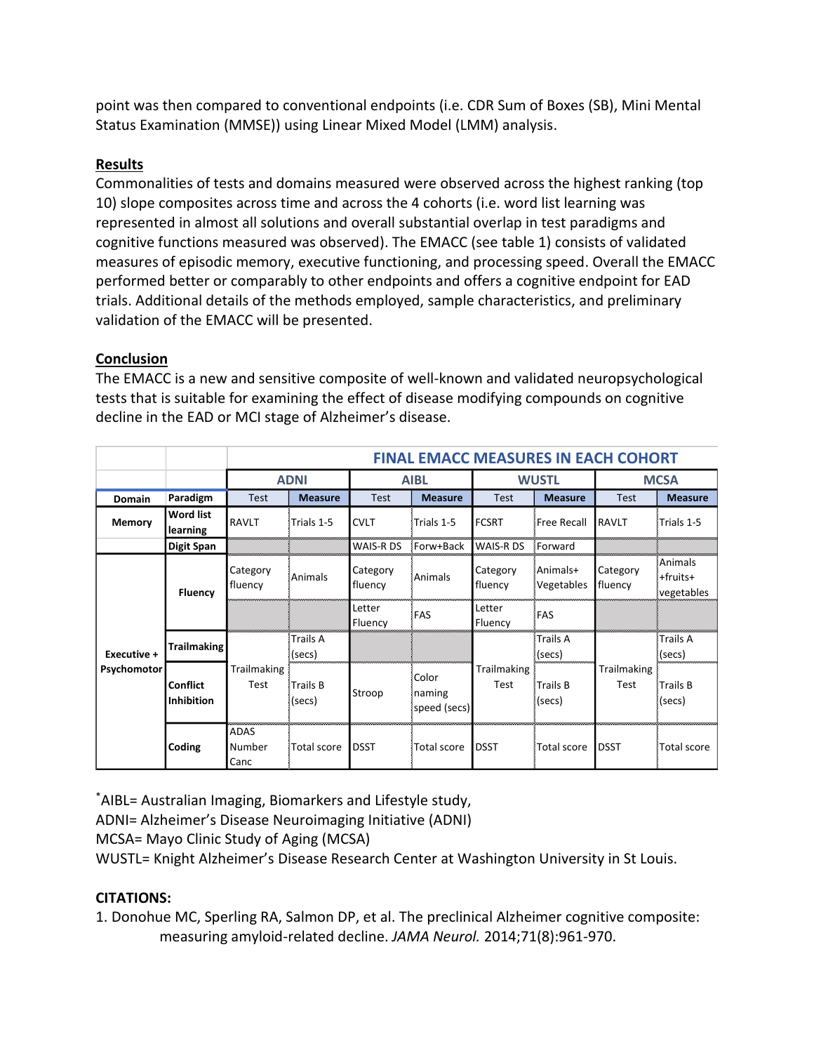point was then compared to conventional endpoints (i.e. CDR Sum of Boxes (SB), Mini Mental Status Examination (MMSE)) using Linear Mixed Model (LMM) analysis.

## Results

Commonalities of tests and domains measured were observed across the highest ranking (top 10) slope composites across time and across the 4 cohorts (i.e. word list learning was represented in almost all solutions and overall substantial overlap in test paradigms and cognitive functions measured was observed). The EMACC (see table 1) consists of validated measures of episodic memory, executive functioning, and processing speed. Overall the EMACC performed better or comparably to other endpoints and offers a cognitive endpoint for EAD trials. Additional details of the methods employed, sample characteristics, and preliminary validation of the EMACC will be presented.

## Conclusion

The EMACC is a new and sensitive composite of well-known and validated neuropsychological tests that is suitable for examining the effect of disease modifying compounds on cognitive decline in the EAD or MCI stage of Alzheimer's disease.

| | | FINAL EMACC MEASURES IN EACH COHORT | | | | | | | |
|---|---|---|---|---|---|---|---|---|---|
| | | ADNI | | AIBL | | WUSTL | | MCSA | |
| Domain | Paradigm | Test | Measure | Test | Measure | Test | Measure | Test | Measure |
| Memory | Word list learning | RAVLT | Trials 1-5 | CVLT | Trials 1-5 | FCSRT | Free Recall | RAVLT | Trials 1-5 |
| | Digit Span | | | WAIS-R DS | Forw+Back | WAIS-R DS | Forward | | |
| Executive + Psychomotor | Fluency | Category fluency | Animals | Category fluency | Animals | Category fluency | Animals+ Vegetables | Category fluency | Animals +fruits+ vegetables |
| | | | | Letter Fluency | FAS | Letter Fluency | FAS | | |
| | Trailmaking | Trailmaking Test | Trails A (secs) | | | Trailmaking Test | Trails A (secs) | Trailmaking Test | Trails A (secs) |
| | Conflict Inhibition | | Trails B (secs) | Stroop | Color naming speed (secs) | | Trails B (secs) | | Trails B (secs) |
| | Coding | ADAS Number Canc | Total score | DSST | Total score | DSST | Total score | DSST | Total score |

*AIBL= Australian Imaging, Biomarkers and Lifestyle study,
ADNI= Alzheimer's Disease Neuroimaging Initiative (ADNI)
MCSA= Mayo Clinic Study of Aging (MCSA)
WUSTL= Knight Alzheimer's Disease Research Center at Washington University in St Louis.

**CITATIONS:**

1. Donohue MC, Sperling RA, Salmon DP, et al. The preclinical Alzheimer cognitive composite: measuring amyloid-related decline. *JAMA Neurol.* 2014;71(8):961-970.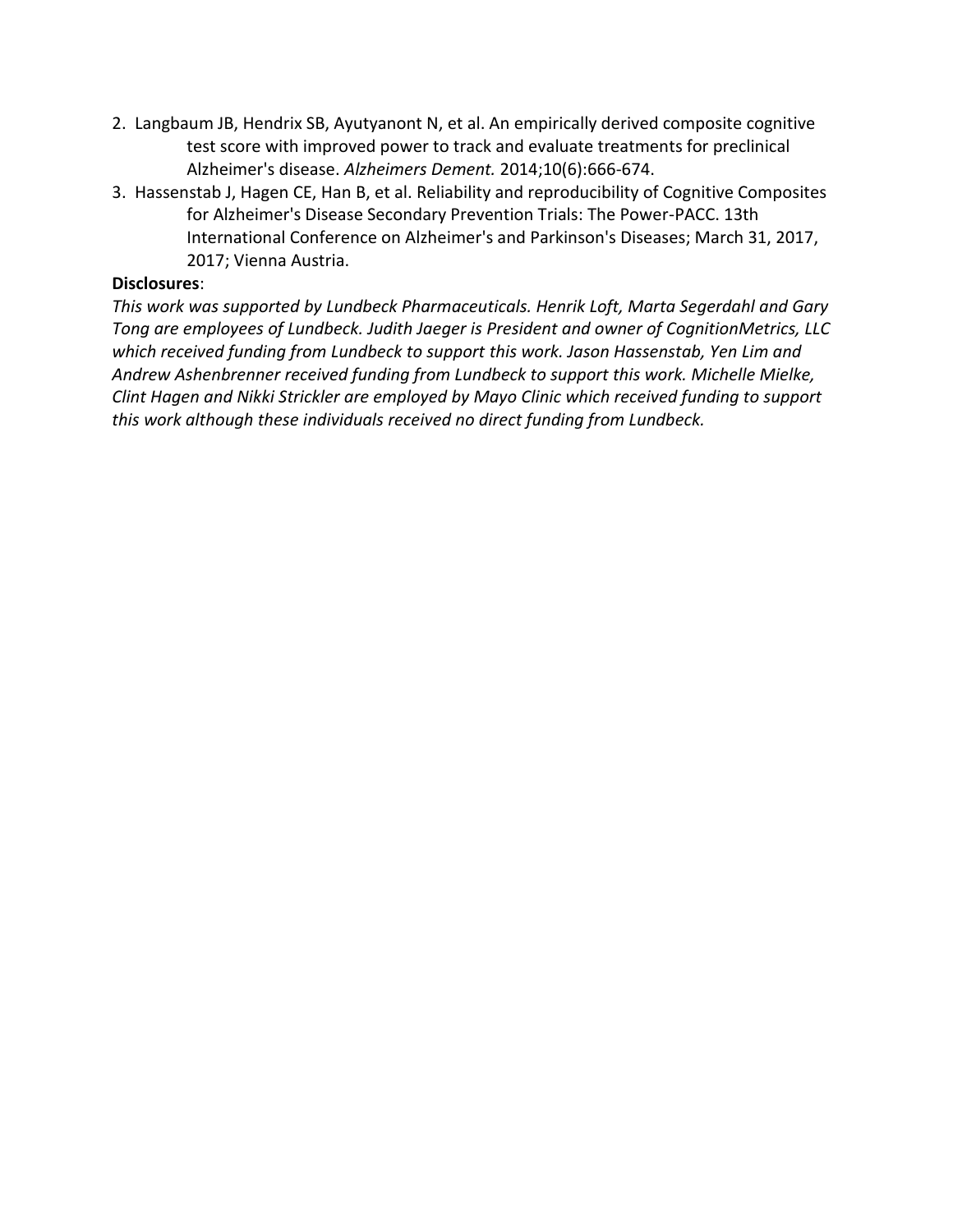2. Langbaum JB, Hendrix SB, Ayutyanont N, et al. An empirically derived composite cognitive test score with improved power to track and evaluate treatments for preclinical Alzheimer's disease. *Alzheimers Dement.* 2014;10(6):666-674.
3. Hassenstab J, Hagen CE, Han B, et al. Reliability and reproducibility of Cognitive Composites for Alzheimer's Disease Secondary Prevention Trials: The Power-PACC. 13th International Conference on Alzheimer's and Parkinson's Diseases; March 31, 2017, 2017; Vienna Austria.

**Disclosures**:

*This work was supported by Lundbeck Pharmaceuticals. Henrik Loft, Marta Segerdahl and Gary Tong are employees of Lundbeck. Judith Jaeger is President and owner of CognitionMetrics, LLC which received funding from Lundbeck to support this work. Jason Hassenstab, Yen Lim and Andrew Ashenbrenner received funding from Lundbeck to support this work. Michelle Mielke, Clint Hagen and Nikki Strickler are employed by Mayo Clinic which received funding to support this work although these individuals received no direct funding from Lundbeck.*